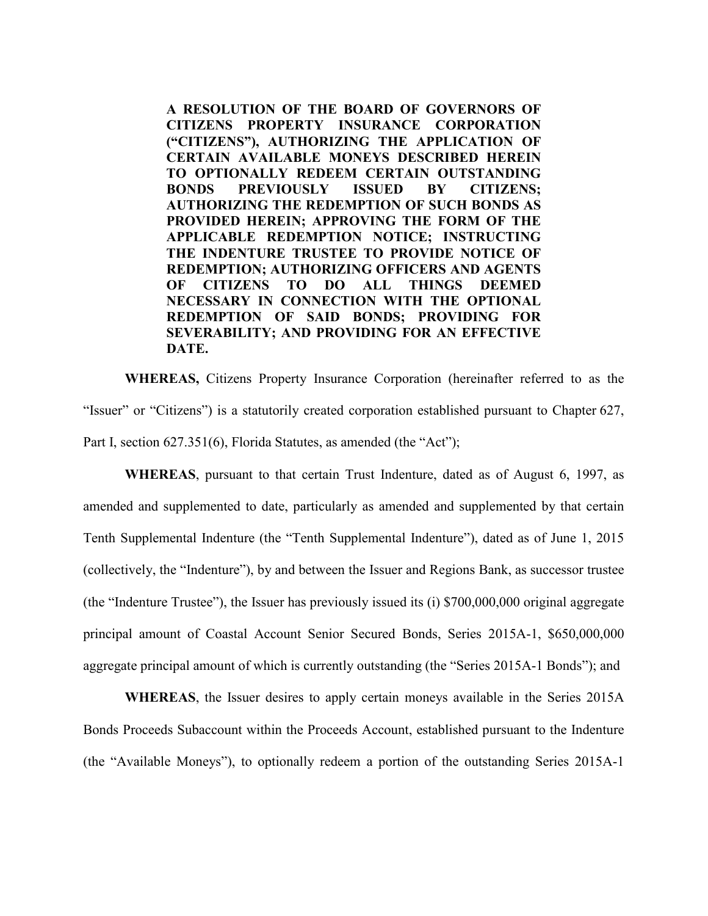**A RESOLUTION OF THE BOARD OF GOVERNORS OF CITIZENS PROPERTY INSURANCE CORPORATION ("CITIZENS"), AUTHORIZING THE APPLICATION OF CERTAIN AVAILABLE MONEYS DESCRIBED HEREIN TO OPTIONALLY REDEEM CERTAIN OUTSTANDING BONDS PREVIOUSLY ISSUED BY CITIZENS; AUTHORIZING THE REDEMPTION OF SUCH BONDS AS PROVIDED HEREIN; APPROVING THE FORM OF THE APPLICABLE REDEMPTION NOTICE; INSTRUCTING THE INDENTURE TRUSTEE TO PROVIDE NOTICE OF REDEMPTION; AUTHORIZING OFFICERS AND AGENTS OF CITIZENS TO DO ALL THINGS DEEMED NECESSARY IN CONNECTION WITH THE OPTIONAL REDEMPTION OF SAID BONDS; PROVIDING FOR SEVERABILITY; AND PROVIDING FOR AN EFFECTIVE DATE.**

**WHEREAS,** Citizens Property Insurance Corporation (hereinafter referred to as the "Issuer" or "Citizens") is a statutorily created corporation established pursuant to Chapter 627, Part I, section 627.351(6), Florida Statutes, as amended (the "Act");

**WHEREAS**, pursuant to that certain Trust Indenture, dated as of August 6, 1997, as amended and supplemented to date, particularly as amended and supplemented by that certain Tenth Supplemental Indenture (the "Tenth Supplemental Indenture"), dated as of June 1, 2015 (collectively, the "Indenture"), by and between the Issuer and Regions Bank, as successor trustee (the "Indenture Trustee"), the Issuer has previously issued its (i) $700,000,000 original aggregate principal amount of Coastal Account Senior Secured Bonds, Series 2015A-1, $650,000,000 aggregate principal amount of which is currently outstanding (the "Series 2015A-1 Bonds"); and

**WHEREAS**, the Issuer desires to apply certain moneys available in the Series 2015A Bonds Proceeds Subaccount within the Proceeds Account, established pursuant to the Indenture (the "Available Moneys"), to optionally redeem a portion of the outstanding Series 2015A-1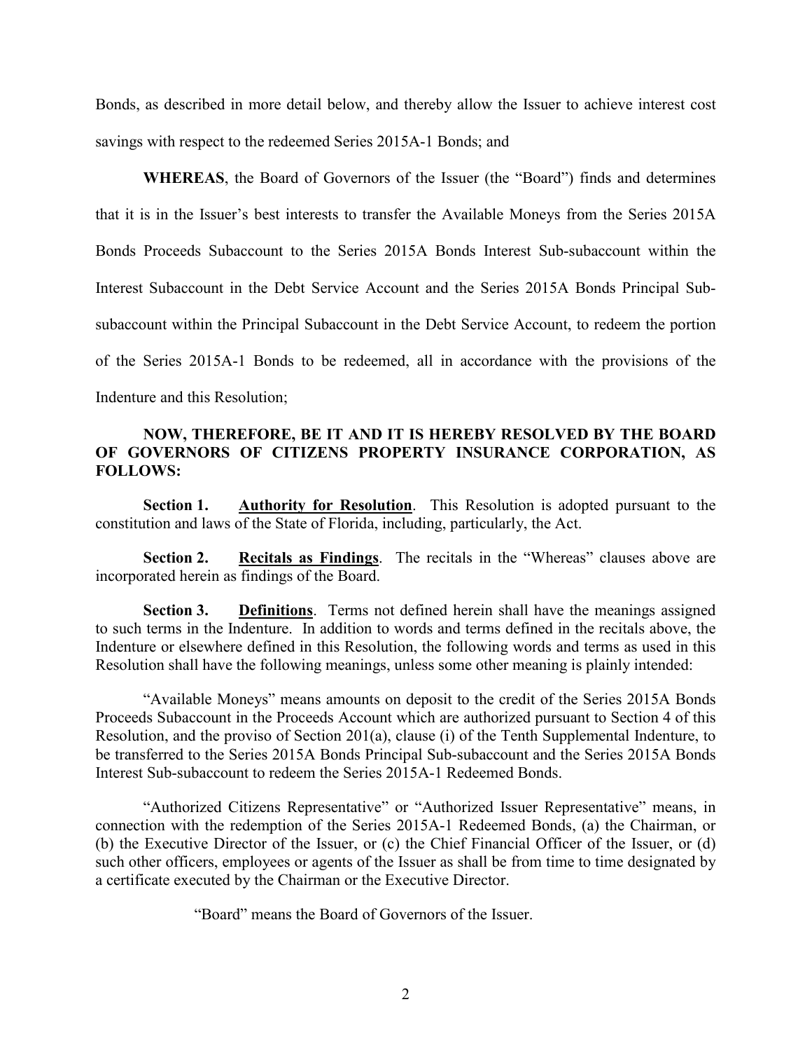Bonds, as described in more detail below, and thereby allow the Issuer to achieve interest cost savings with respect to the redeemed Series 2015A-1 Bonds; and

**WHEREAS**, the Board of Governors of the Issuer (the "Board") finds and determines that it is in the Issuer's best interests to transfer the Available Moneys from the Series 2015A Bonds Proceeds Subaccount to the Series 2015A Bonds Interest Sub-subaccount within the Interest Subaccount in the Debt Service Account and the Series 2015A Bonds Principal Sub-subaccount within the Principal Subaccount in the Debt Service Account, to redeem the portion of the Series 2015A-1 Bonds to be redeemed, all in accordance with the provisions of the Indenture and this Resolution;

**NOW, THEREFORE, BE IT AND IT IS HEREBY RESOLVED BY THE BOARD OF GOVERNORS OF CITIZENS PROPERTY INSURANCE CORPORATION, AS FOLLOWS:**

**Section 1.** **Authority for Resolution**. This Resolution is adopted pursuant to the constitution and laws of the State of Florida, including, particularly, the Act.

**Section 2.** **Recitals as Findings**. The recitals in the "Whereas" clauses above are incorporated herein as findings of the Board.

**Section 3.** **Definitions**. Terms not defined herein shall have the meanings assigned to such terms in the Indenture. In addition to words and terms defined in the recitals above, the Indenture or elsewhere defined in this Resolution, the following words and terms as used in this Resolution shall have the following meanings, unless some other meaning is plainly intended:

"Available Moneys" means amounts on deposit to the credit of the Series 2015A Bonds Proceeds Subaccount in the Proceeds Account which are authorized pursuant to Section 4 of this Resolution, and the proviso of Section 201(a), clause (i) of the Tenth Supplemental Indenture, to be transferred to the Series 2015A Bonds Principal Sub-subaccount and the Series 2015A Bonds Interest Sub-subaccount to redeem the Series 2015A-1 Redeemed Bonds.

"Authorized Citizens Representative" or "Authorized Issuer Representative" means, in connection with the redemption of the Series 2015A-1 Redeemed Bonds, (a) the Chairman, or (b) the Executive Director of the Issuer, or (c) the Chief Financial Officer of the Issuer, or (d) such other officers, employees or agents of the Issuer as shall be from time to time designated by a certificate executed by the Chairman or the Executive Director.

"Board" means the Board of Governors of the Issuer.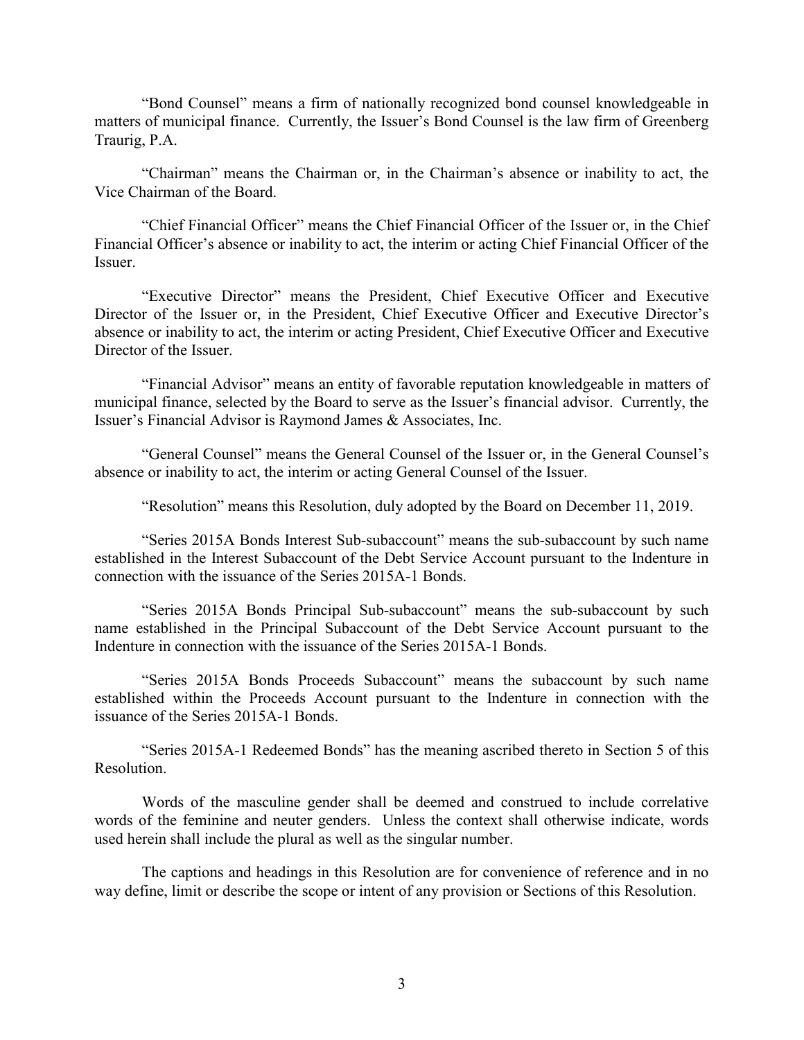"Bond Counsel" means a firm of nationally recognized bond counsel knowledgeable in matters of municipal finance. Currently, the Issuer's Bond Counsel is the law firm of Greenberg Traurig, P.A.

"Chairman" means the Chairman or, in the Chairman's absence or inability to act, the Vice Chairman of the Board.

"Chief Financial Officer" means the Chief Financial Officer of the Issuer or, in the Chief Financial Officer's absence or inability to act, the interim or acting Chief Financial Officer of the Issuer.

"Executive Director" means the President, Chief Executive Officer and Executive Director of the Issuer or, in the President, Chief Executive Officer and Executive Director's absence or inability to act, the interim or acting President, Chief Executive Officer and Executive Director of the Issuer.

"Financial Advisor" means an entity of favorable reputation knowledgeable in matters of municipal finance, selected by the Board to serve as the Issuer's financial advisor. Currently, the Issuer's Financial Advisor is Raymond James & Associates, Inc.

"General Counsel" means the General Counsel of the Issuer or, in the General Counsel's absence or inability to act, the interim or acting General Counsel of the Issuer.

"Resolution" means this Resolution, duly adopted by the Board on December 11, 2019.

"Series 2015A Bonds Interest Sub-subaccount" means the sub-subaccount by such name established in the Interest Subaccount of the Debt Service Account pursuant to the Indenture in connection with the issuance of the Series 2015A-1 Bonds.

"Series 2015A Bonds Principal Sub-subaccount" means the sub-subaccount by such name established in the Principal Subaccount of the Debt Service Account pursuant to the Indenture in connection with the issuance of the Series 2015A-1 Bonds.

"Series 2015A Bonds Proceeds Subaccount" means the subaccount by such name established within the Proceeds Account pursuant to the Indenture in connection with the issuance of the Series 2015A-1 Bonds.

"Series 2015A-1 Redeemed Bonds" has the meaning ascribed thereto in Section 5 of this Resolution.

Words of the masculine gender shall be deemed and construed to include correlative words of the feminine and neuter genders. Unless the context shall otherwise indicate, words used herein shall include the plural as well as the singular number.

The captions and headings in this Resolution are for convenience of reference and in no way define, limit or describe the scope or intent of any provision or Sections of this Resolution.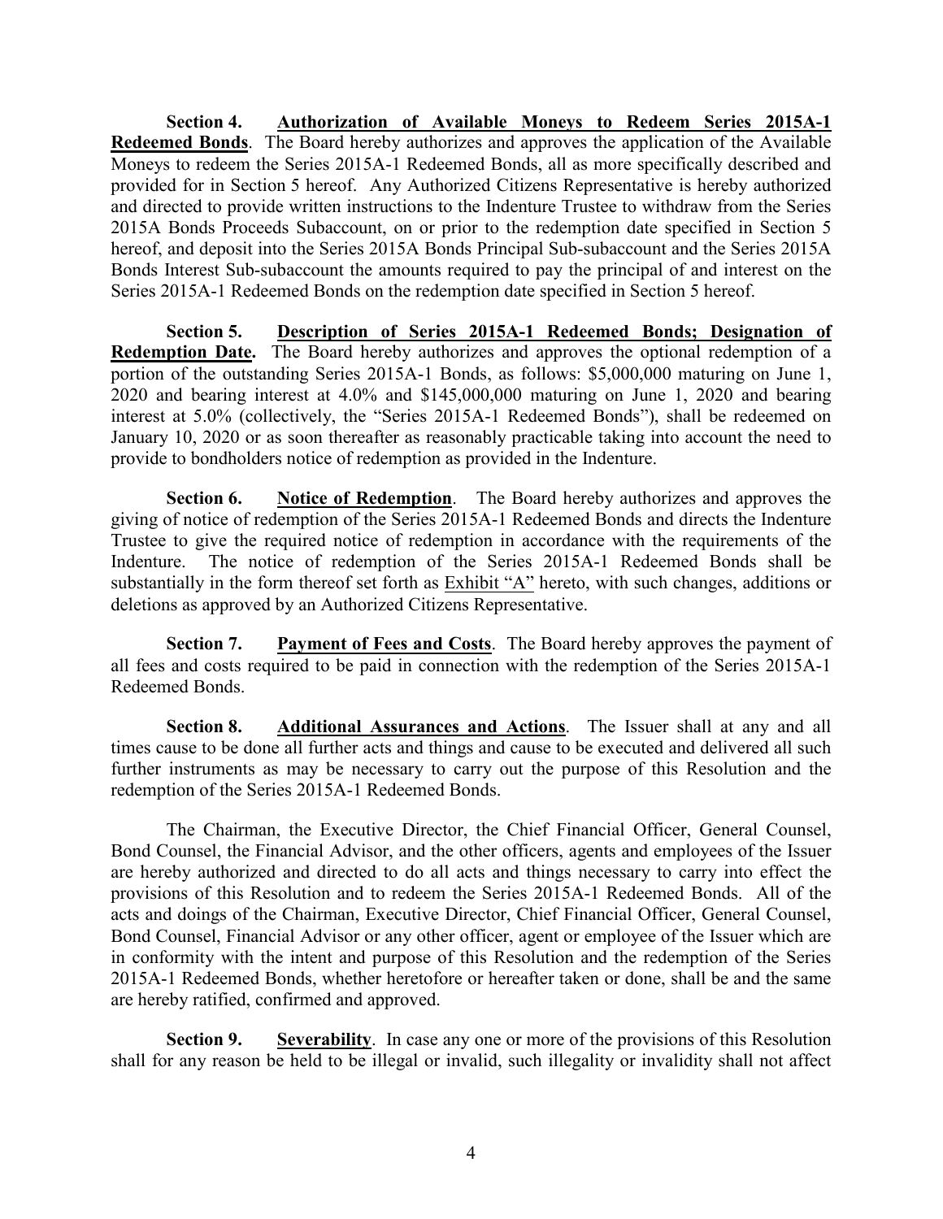**Section 4. Authorization of Available Moneys to Redeem Series 2015A-1 Redeemed Bonds**. The Board hereby authorizes and approves the application of the Available Moneys to redeem the Series 2015A-1 Redeemed Bonds, all as more specifically described and provided for in Section 5 hereof. Any Authorized Citizens Representative is hereby authorized and directed to provide written instructions to the Indenture Trustee to withdraw from the Series 2015A Bonds Proceeds Subaccount, on or prior to the redemption date specified in Section 5 hereof, and deposit into the Series 2015A Bonds Principal Sub-subaccount and the Series 2015A Bonds Interest Sub-subaccount the amounts required to pay the principal of and interest on the Series 2015A-1 Redeemed Bonds on the redemption date specified in Section 5 hereof.

**Section 5. Description of Series 2015A-1 Redeemed Bonds; Designation of Redemption Date.** The Board hereby authorizes and approves the optional redemption of a portion of the outstanding Series 2015A-1 Bonds, as follows: $5,000,000 maturing on June 1, 2020 and bearing interest at 4.0% and $145,000,000 maturing on June 1, 2020 and bearing interest at 5.0% (collectively, the "Series 2015A-1 Redeemed Bonds"), shall be redeemed on January 10, 2020 or as soon thereafter as reasonably practicable taking into account the need to provide to bondholders notice of redemption as provided in the Indenture.

**Section 6. Notice of Redemption**. The Board hereby authorizes and approves the giving of notice of redemption of the Series 2015A-1 Redeemed Bonds and directs the Indenture Trustee to give the required notice of redemption in accordance with the requirements of the Indenture. The notice of redemption of the Series 2015A-1 Redeemed Bonds shall be substantially in the form thereof set forth as Exhibit "A" hereto, with such changes, additions or deletions as approved by an Authorized Citizens Representative.

**Section 7. Payment of Fees and Costs**. The Board hereby approves the payment of all fees and costs required to be paid in connection with the redemption of the Series 2015A-1 Redeemed Bonds.

**Section 8. Additional Assurances and Actions**. The Issuer shall at any and all times cause to be done all further acts and things and cause to be executed and delivered all such further instruments as may be necessary to carry out the purpose of this Resolution and the redemption of the Series 2015A-1 Redeemed Bonds.

The Chairman, the Executive Director, the Chief Financial Officer, General Counsel, Bond Counsel, the Financial Advisor, and the other officers, agents and employees of the Issuer are hereby authorized and directed to do all acts and things necessary to carry into effect the provisions of this Resolution and to redeem the Series 2015A-1 Redeemed Bonds. All of the acts and doings of the Chairman, Executive Director, Chief Financial Officer, General Counsel, Bond Counsel, Financial Advisor or any other officer, agent or employee of the Issuer which are in conformity with the intent and purpose of this Resolution and the redemption of the Series 2015A-1 Redeemed Bonds, whether heretofore or hereafter taken or done, shall be and the same are hereby ratified, confirmed and approved.

**Section 9. Severability**. In case any one or more of the provisions of this Resolution shall for any reason be held to be illegal or invalid, such illegality or invalidity shall not affect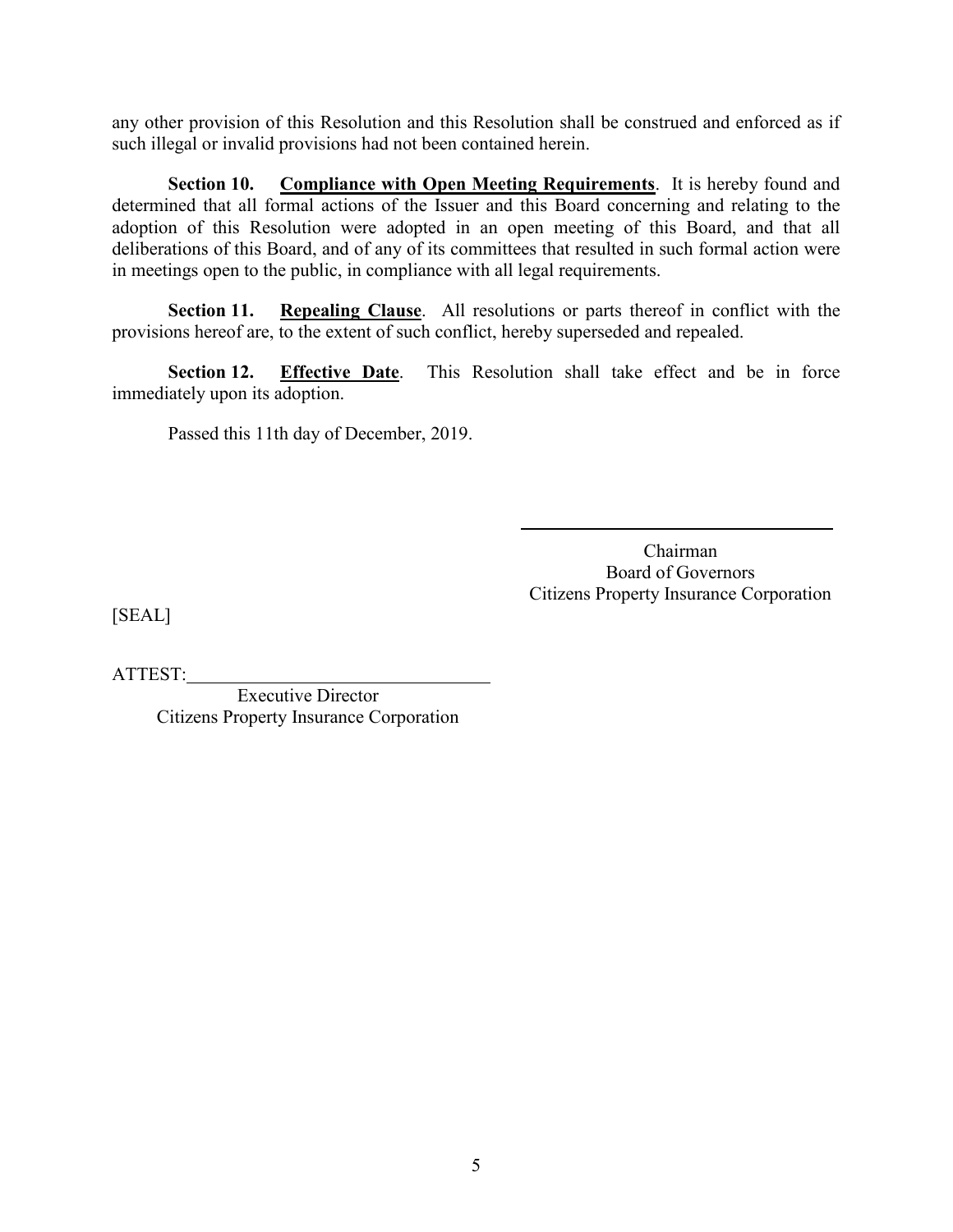any other provision of this Resolution and this Resolution shall be construed and enforced as if such illegal or invalid provisions had not been contained herein.

**Section 10.** **Compliance with Open Meeting Requirements**. It is hereby found and determined that all formal actions of the Issuer and this Board concerning and relating to the adoption of this Resolution were adopted in an open meeting of this Board, and that all deliberations of this Board, and of any of its committees that resulted in such formal action were in meetings open to the public, in compliance with all legal requirements.

**Section 11.** **Repealing Clause**. All resolutions or parts thereof in conflict with the provisions hereof are, to the extent of such conflict, hereby superseded and repealed.

**Section 12.** **Effective Date**. This Resolution shall take effect and be in force immediately upon its adoption.

Passed this 11th day of December, 2019.

\_\_\_\_\_\_\_\_\_\_\_\_\_\_\_\_\_\_\_\_\_\_\_\_\_\_\_\_\_\_\_\_\_\_\_\_  
Chairman  
Board of Governors  
Citizens Property Insurance Corporation

[SEAL]

ATTEST:\_\_\_\_\_\_\_\_\_\_\_\_\_\_\_\_\_\_\_\_\_\_\_\_\_\_\_\_\_\_\_\_\_\_\_\_  
Executive Director  
Citizens Property Insurance Corporation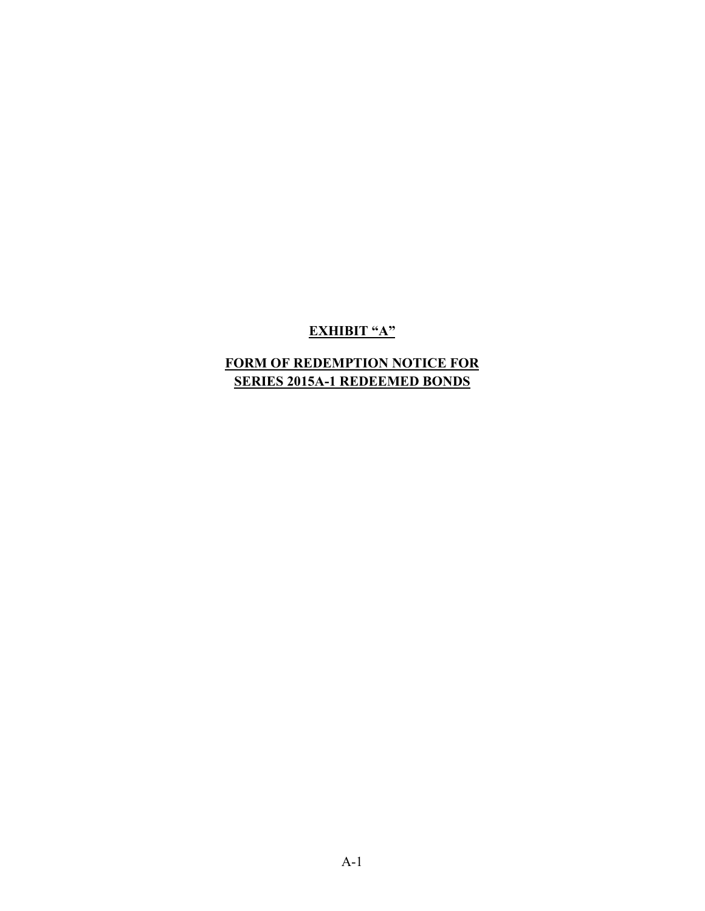**EXHIBIT "A"**

**FORM OF REDEMPTION NOTICE FOR SERIES 2015A-1 REDEEMED BONDS**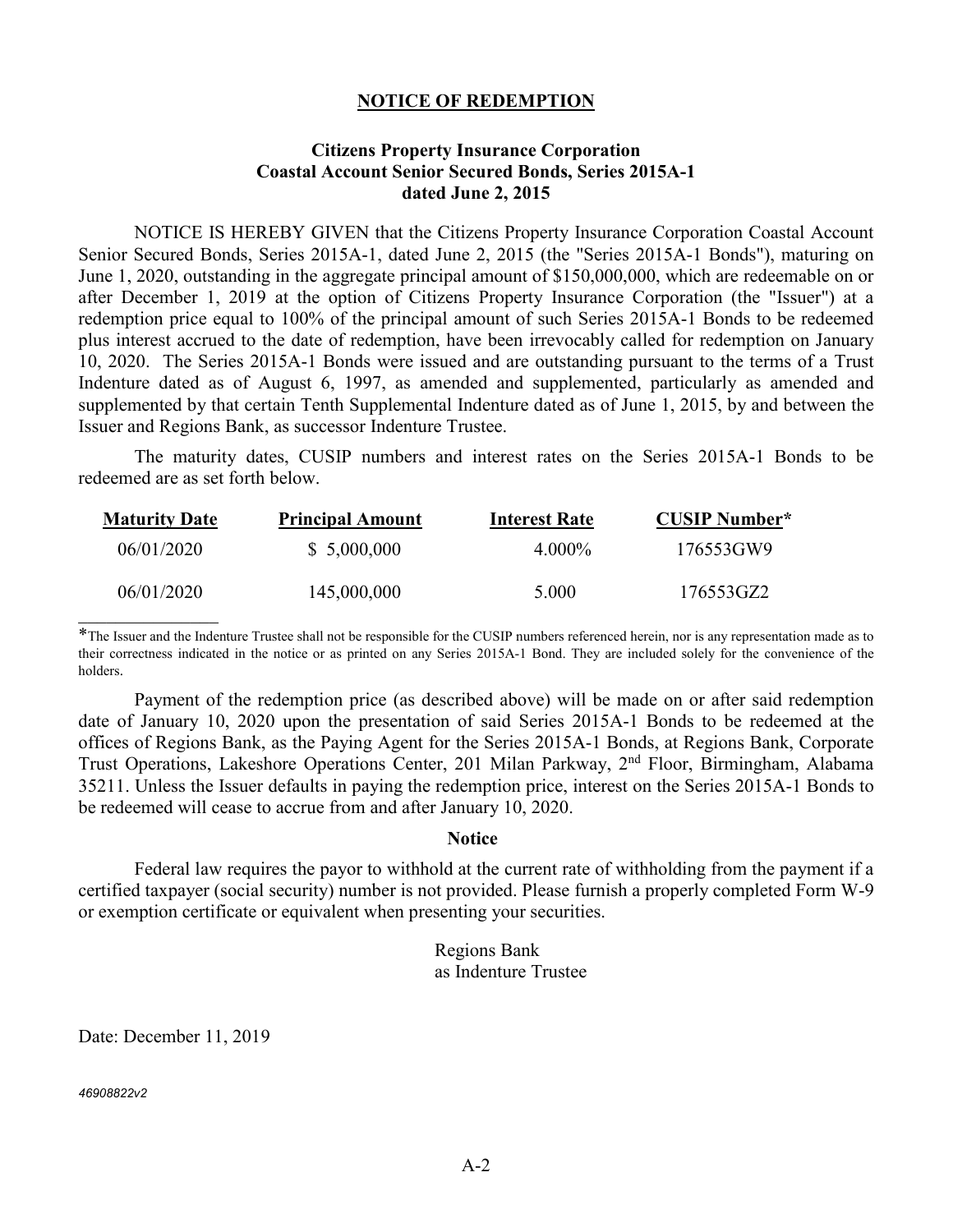# NOTICE OF REDEMPTION

## Citizens Property Insurance Corporation
## Coastal Account Senior Secured Bonds, Series 2015A-1
## dated June 2, 2015

NOTICE IS HEREBY GIVEN that the Citizens Property Insurance Corporation Coastal Account Senior Secured Bonds, Series 2015A-1, dated June 2, 2015 (the "Series 2015A-1 Bonds"), maturing on June 1, 2020, outstanding in the aggregate principal amount of $150,000,000, which are redeemable on or after December 1, 2019 at the option of Citizens Property Insurance Corporation (the "Issuer") at a redemption price equal to 100% of the principal amount of such Series 2015A-1 Bonds to be redeemed plus interest accrued to the date of redemption, have been irrevocably called for redemption on January 10, 2020. The Series 2015A-1 Bonds were issued and are outstanding pursuant to the terms of a Trust Indenture dated as of August 6, 1997, as amended and supplemented, particularly as amended and supplemented by that certain Tenth Supplemental Indenture dated as of June 1, 2015, by and between the Issuer and Regions Bank, as successor Indenture Trustee.

The maturity dates, CUSIP numbers and interest rates on the Series 2015A-1 Bonds to be redeemed are as set forth below.

| Maturity Date | Principal Amount | Interest Rate | CUSIP Number* |
|---|---|---|---|
| 06/01/2020 | $ 5,000,000 | 4.000% | 176553GW9 |
| 06/01/2020 | 145,000,000 | 5.000 | 176553GZ2 |

*The Issuer and the Indenture Trustee shall not be responsible for the CUSIP numbers referenced herein, nor is any representation made as to their correctness indicated in the notice or as printed on any Series 2015A-1 Bond. They are included solely for the convenience of the holders.

Payment of the redemption price (as described above) will be made on or after said redemption date of January 10, 2020 upon the presentation of said Series 2015A-1 Bonds to be redeemed at the offices of Regions Bank, as the Paying Agent for the Series 2015A-1 Bonds, at Regions Bank, Corporate Trust Operations, Lakeshore Operations Center, 201 Milan Parkway, 2nd Floor, Birmingham, Alabama 35211. Unless the Issuer defaults in paying the redemption price, interest on the Series 2015A-1 Bonds to be redeemed will cease to accrue from and after January 10, 2020.

**Notice**

Federal law requires the payor to withhold at the current rate of withholding from the payment if a certified taxpayer (social security) number is not provided. Please furnish a properly completed Form W-9 or exemption certificate or equivalent when presenting your securities.

Regions Bank
as Indenture Trustee

Date: December 11, 2019

*46908822v2*